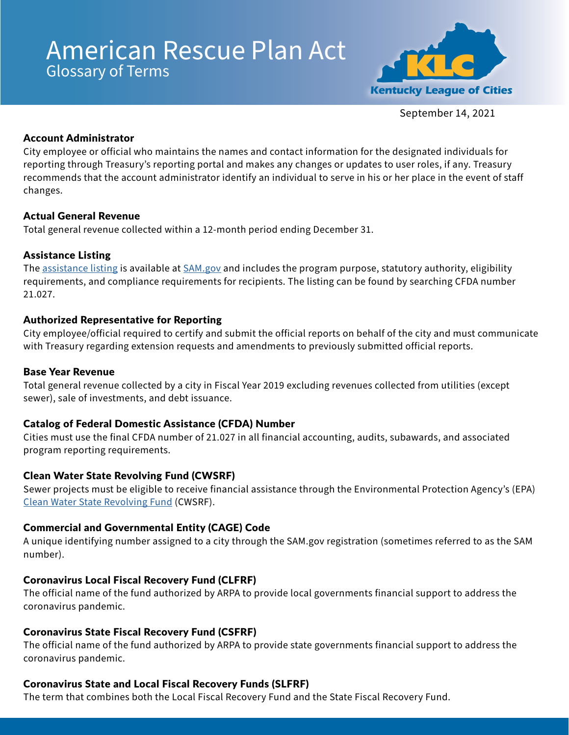# American Rescue Plan Act

## Glossary of Terms

Kentucky League of Cities

September 14, 2021

**Account Administrator**
City employee or official who maintains the names and contact information for the designated individuals for reporting through Treasury's reporting portal and makes any changes or updates to user roles, if any. Treasury recommends that the account administrator identify an individual to serve in his or her place in the event of staff changes.

**Actual General Revenue**
Total general revenue collected within a 12-month period ending December 31.

**Assistance Listing**
The assistance listing is available at SAM.gov and includes the program purpose, statutory authority, eligibility requirements, and compliance requirements for recipients. The listing can be found by searching CFDA number 21.027.

**Authorized Representative for Reporting**
City employee/official required to certify and submit the official reports on behalf of the city and must communicate with Treasury regarding extension requests and amendments to previously submitted official reports.

**Base Year Revenue**
Total general revenue collected by a city in Fiscal Year 2019 excluding revenues collected from utilities (except sewer), sale of investments, and debt issuance.

**Catalog of Federal Domestic Assistance (CFDA) Number**
Cities must use the final CFDA number of 21.027 in all financial accounting, audits, subawards, and associated program reporting requirements.

**Clean Water State Revolving Fund (CWSRF)**
Sewer projects must be eligible to receive financial assistance through the Environmental Protection Agency's (EPA) Clean Water State Revolving Fund (CWSRF).

**Commercial and Governmental Entity (CAGE) Code**
A unique identifying number assigned to a city through the SAM.gov registration (sometimes referred to as the SAM number).

**Coronavirus Local Fiscal Recovery Fund (CLFRF)**
The official name of the fund authorized by ARPA to provide local governments financial support to address the coronavirus pandemic.

**Coronavirus State Fiscal Recovery Fund (CSFRF)**
The official name of the fund authorized by ARPA to provide state governments financial support to address the coronavirus pandemic.

**Coronavirus State and Local Fiscal Recovery Funds (SLFRF)**
The term that combines both the Local Fiscal Recovery Fund and the State Fiscal Recovery Fund.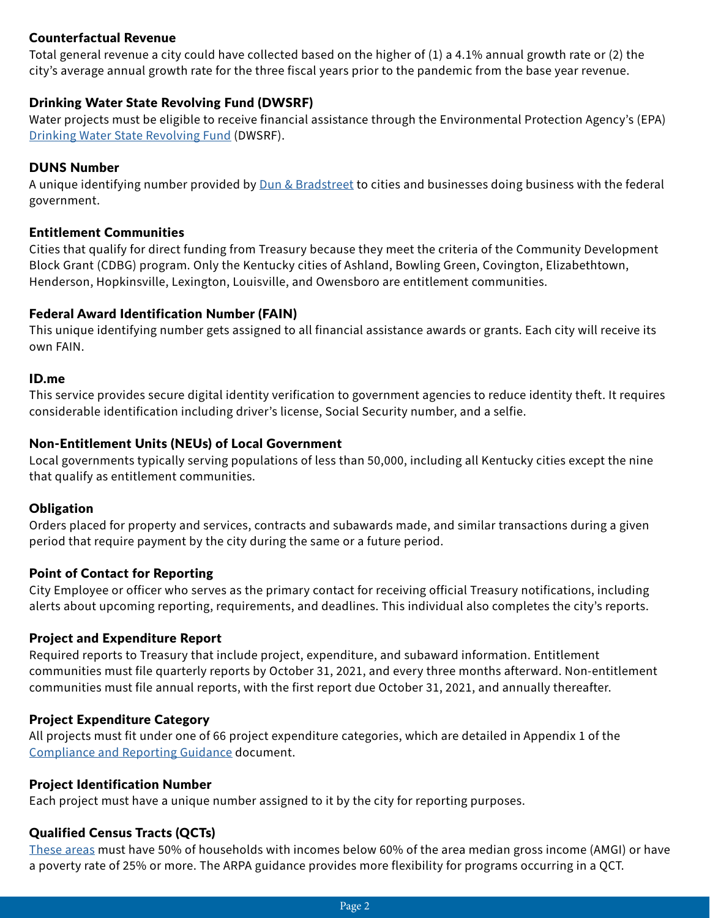### Counterfactual Revenue

Total general revenue a city could have collected based on the higher of (1) a 4.1% annual growth rate or (2) the city's average annual growth rate for the three fiscal years prior to the pandemic from the base year revenue.

### Drinking Water State Revolving Fund (DWSRF)

Water projects must be eligible to receive financial assistance through the Environmental Protection Agency's (EPA) Drinking Water State Revolving Fund (DWSRF).

### DUNS Number

A unique identifying number provided by Dun & Bradstreet to cities and businesses doing business with the federal government.

### Entitlement Communities

Cities that qualify for direct funding from Treasury because they meet the criteria of the Community Development Block Grant (CDBG) program. Only the Kentucky cities of Ashland, Bowling Green, Covington, Elizabethtown, Henderson, Hopkinsville, Lexington, Louisville, and Owensboro are entitlement communities.

### Federal Award Identification Number (FAIN)

This unique identifying number gets assigned to all financial assistance awards or grants. Each city will receive its own FAIN.

### ID.me

This service provides secure digital identity verification to government agencies to reduce identity theft. It requires considerable identification including driver's license, Social Security number, and a selfie.

### Non-Entitlement Units (NEUs) of Local Government

Local governments typically serving populations of less than 50,000, including all Kentucky cities except the nine that qualify as entitlement communities.

### Obligation

Orders placed for property and services, contracts and subawards made, and similar transactions during a given period that require payment by the city during the same or a future period.

### Point of Contact for Reporting

City Employee or officer who serves as the primary contact for receiving official Treasury notifications, including alerts about upcoming reporting, requirements, and deadlines. This individual also completes the city's reports.

### Project and Expenditure Report

Required reports to Treasury that include project, expenditure, and subaward information. Entitlement communities must file quarterly reports by October 31, 2021, and every three months afterward. Non-entitlement communities must file annual reports, with the first report due October 31, 2021, and annually thereafter.

### Project Expenditure Category

All projects must fit under one of 66 project expenditure categories, which are detailed in Appendix 1 of the Compliance and Reporting Guidance document.

### Project Identification Number

Each project must have a unique number assigned to it by the city for reporting purposes.

### Qualified Census Tracts (QCTs)

These areas must have 50% of households with incomes below 60% of the area median gross income (AMGI) or have a poverty rate of 25% or more. The ARPA guidance provides more flexibility for programs occurring in a QCT.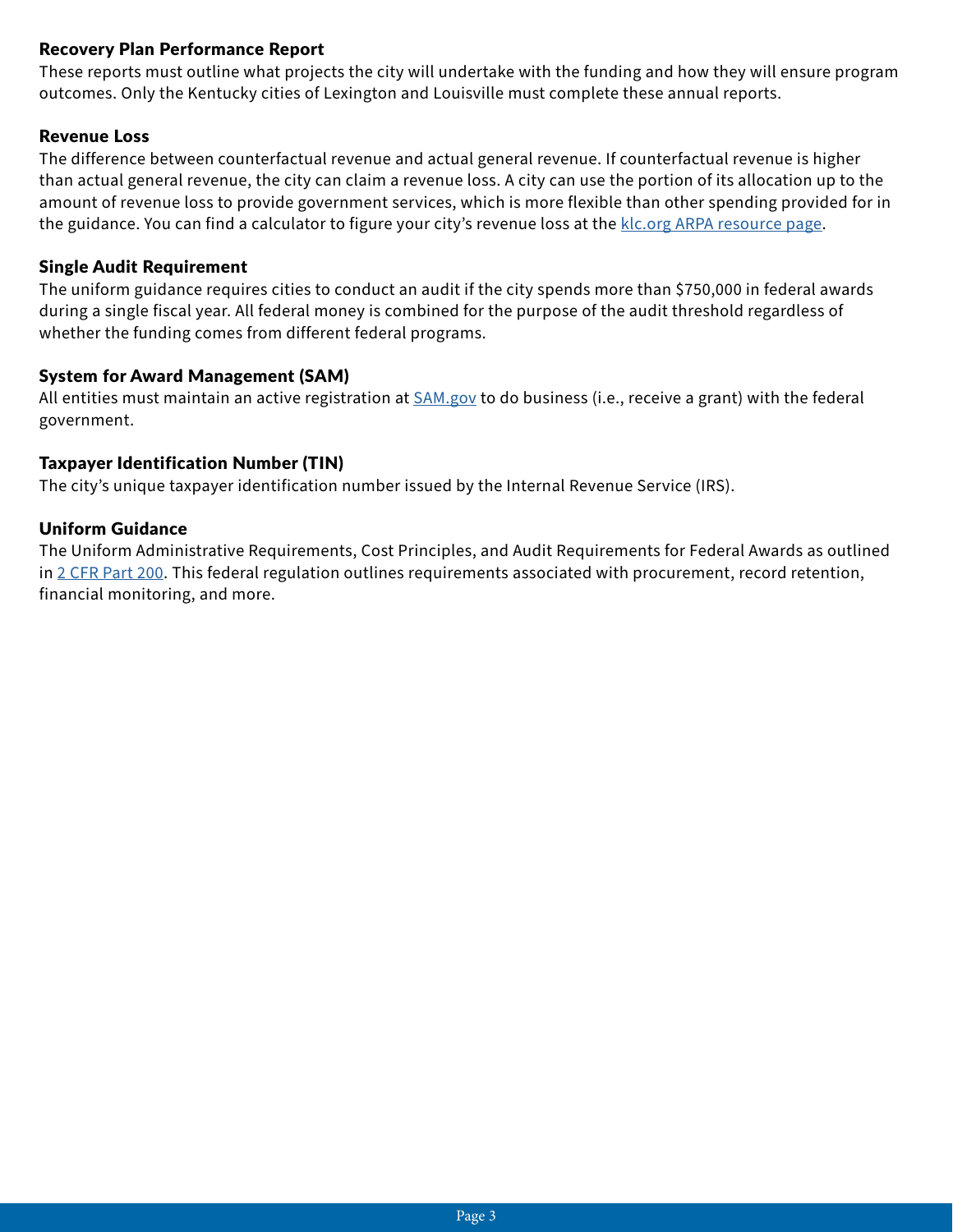**Recovery Plan Performance Report**
These reports must outline what projects the city will undertake with the funding and how they will ensure program outcomes. Only the Kentucky cities of Lexington and Louisville must complete these annual reports.

**Revenue Loss**
The difference between counterfactual revenue and actual general revenue. If counterfactual revenue is higher than actual general revenue, the city can claim a revenue loss. A city can use the portion of its allocation up to the amount of revenue loss to provide government services, which is more flexible than other spending provided for in the guidance. You can find a calculator to figure your city's revenue loss at the klc.org ARPA resource page.

**Single Audit Requirement**
The uniform guidance requires cities to conduct an audit if the city spends more than $750,000 in federal awards during a single fiscal year. All federal money is combined for the purpose of the audit threshold regardless of whether the funding comes from different federal programs.

**System for Award Management (SAM)**
All entities must maintain an active registration at SAM.gov to do business (i.e., receive a grant) with the federal government.

**Taxpayer Identification Number (TIN)**
The city's unique taxpayer identification number issued by the Internal Revenue Service (IRS).

**Uniform Guidance**
The Uniform Administrative Requirements, Cost Principles, and Audit Requirements for Federal Awards as outlined in 2 CFR Part 200. This federal regulation outlines requirements associated with procurement, record retention, financial monitoring, and more.